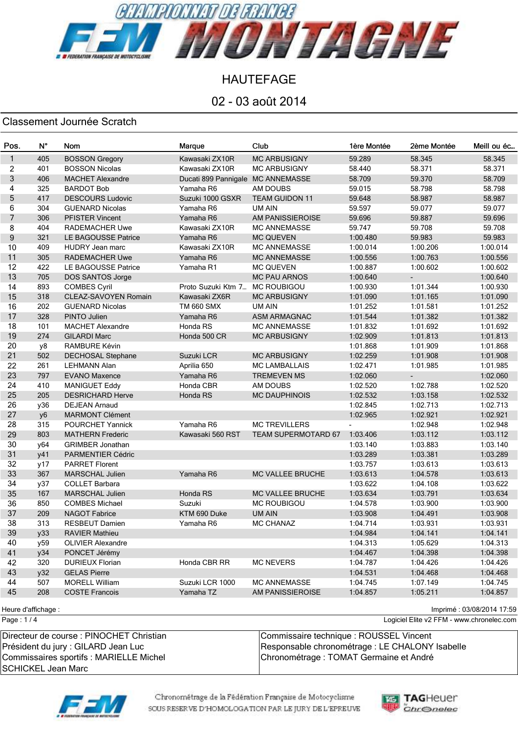# CHAMPIONNAT DE FRANCE FFM MONTAGNE

## HAUTEFAGE

## 02 - 03 août 2014

### Classement Journée Scratch

| Pos. | N° | Nom | Marque | Club | 1ère Montée | 2ème Montée | Meill ou éc... |
|---|---|---|---|---|---|---|---|
| 1 | 405 | BOSSON Gregory | Kawasaki ZX10R | MC ARBUSIGNY | 59.289 | 58.345 | 58.345 |
| 2 | 401 | BOSSON Nicolas | Kawasaki ZX10R | MC ARBUSIGNY | 58.440 | 58.371 | 58.371 |
| 3 | 406 | MACHET Alexandre | Ducati 899 Pannigale | MC ANNEMASSE | 58.709 | 59.370 | 58.709 |
| 4 | 325 | BARDOT Bob | Yamaha R6 | AM DOUBS | 59.015 | 58.798 | 58.798 |
| 5 | 417 | DESCOURS Ludovic | Suzuki 1000 GSXR | TEAM GUIDON 11 | 59.648 | 58.987 | 58.987 |
| 6 | 304 | GUENARD Nicolas | Yamaha R6 | UM AIN | 59.597 | 59.077 | 59.077 |
| 7 | 306 | PFISTER Vincent | Yamaha R6 | AM PANISSIEROISE | 59.696 | 59.887 | 59.696 |
| 8 | 404 | RADEMACHER Uwe | Kawasaki ZX10R | MC ANNEMASSE | 59.747 | 59.708 | 59.708 |
| 9 | 321 | LE BAGOUSSE Patrice | Yamaha R6 | MC QUEVEN | 1:00.480 | 59.983 | 59.983 |
| 10 | 409 | HUDRY Jean marc | Kawasaki ZX10R | MC ANNEMASSE | 1:00.014 | 1:00.206 | 1:00.014 |
| 11 | 305 | RADEMACHER Uwe | Yamaha R6 | MC ANNEMASSE | 1:00.556 | 1:00.763 | 1:00.556 |
| 12 | 422 | LE BAGOUSSE Patrice | Yamaha R1 | MC QUEVEN | 1:00.887 | 1:00.602 | 1:00.602 |
| 13 | 705 | DOS SANTOS Jorge | | MC PAU ARNOS | 1:00.640 | - | 1:00.640 |
| 14 | 893 | COMBES Cyril | Proto Suzuki Ktm 7... | MC ROUBIGOU | 1:00.930 | 1:01.344 | 1:00.930 |
| 15 | 318 | CLEAZ-SAVOYEN Romain | Kawasaki ZX6R | MC ARBUSIGNY | 1:01.090 | 1:01.165 | 1:01.090 |
| 16 | 202 | GUENARD Nicolas | TM 660 SMX | UM AIN | 1:01.252 | 1:01.581 | 1:01.252 |
| 17 | 328 | PINTO Julien | Yamaha R6 | ASM ARMAGNAC | 1:01.544 | 1:01.382 | 1:01.382 |
| 18 | 101 | MACHET Alexandre | Honda RS | MC ANNEMASSE | 1:01.832 | 1:01.692 | 1:01.692 |
| 19 | 274 | GILARDI Marc | Honda 500 CR | MC ARBUSIGNY | 1:02.909 | 1:01.813 | 1:01.813 |
| 20 | y8 | RAMBURE Kévin | | | 1:01.868 | 1:01.909 | 1:01.868 |
| 21 | 502 | DECHOSAL Stephane | Suzuki LCR | MC ARBUSIGNY | 1:02.259 | 1:01.908 | 1:01.908 |
| 22 | 261 | LEHMANN Alan | Aprilia 650 | MC LAMBALLAIS | 1:02.471 | 1:01.985 | 1:01.985 |
| 23 | 797 | EVANO Maxence | Yamaha R6 | TREMEVEN MS | 1:02.060 | - | 1:02.060 |
| 24 | 410 | MANIGUET Eddy | Honda CBR | AM DOUBS | 1:02.520 | 1:02.788 | 1:02.520 |
| 25 | 205 | DESRICHARD Herve | Honda RS | MC DAUPHINOIS | 1:02.532 | 1:03.158 | 1:02.532 |
| 26 | y36 | DEJEAN Arnaud | | | 1:02.845 | 1:02.713 | 1:02.713 |
| 27 | y6 | MARMONT Clément | | | 1:02.965 | 1:02.921 | 1:02.921 |
| 28 | 315 | POURCHET Yannick | Yamaha R6 | MC TREVILLERS | - | 1:02.948 | 1:02.948 |
| 29 | 803 | MATHERN Frederic | Kawasaki 560 RST | TEAM SUPERMOTARD 67 | 1:03.406 | 1:03.112 | 1:03.112 |
| 30 | y64 | GRIMBER Jonathan | | | 1:03.140 | 1:03.883 | 1:03.140 |
| 31 | y41 | PARMENTIER Cédric | | | 1:03.289 | 1:03.381 | 1:03.289 |
| 32 | y17 | PARRET Florent | | | 1:03.757 | 1:03.613 | 1:03.613 |
| 33 | 367 | MARSCHAL Julien | Yamaha R6 | MC VALLEE BRUCHE | 1:03.613 | 1:04.578 | 1:03.613 |
| 34 | y37 | COLLET Barbara | | | 1:03.622 | 1:04.108 | 1:03.622 |
| 35 | 167 | MARSCHAL Julien | Honda RS | MC VALLEE BRUCHE | 1:03.634 | 1:03.791 | 1:03.634 |
| 36 | 850 | COMBES Michael | Suzuki | MC ROUBIGOU | 1:04.578 | 1:03.900 | 1:03.900 |
| 37 | 209 | NAGOT Fabrice | KTM 690 Duke | UM AIN | 1:03.908 | 1:04.491 | 1:03.908 |
| 38 | 313 | RESBEUT Damien | Yamaha R6 | MC CHANAZ | 1:04.714 | 1:03.931 | 1:03.931 |
| 39 | y33 | RAVIER Mathieu | | | 1:04.984 | 1:04.141 | 1:04.141 |
| 40 | y59 | OLIVIER Alexandre | | | 1:04.313 | 1:05.629 | 1:04.313 |
| 41 | y34 | PONCET Jérémy | | | 1:04.467 | 1:04.398 | 1:04.398 |
| 42 | 320 | DURIEUX Florian | Honda CBR RR | MC NEVERS | 1:04.787 | 1:04.426 | 1:04.426 |
| 43 | y32 | GELAS Pierre | | | 1:04.531 | 1:04.468 | 1:04.468 |
| 44 | 507 | MORELL William | Suzuki LCR 1000 | MC ANNEMASSE | 1:04.745 | 1:07.149 | 1:04.745 |
| 45 | 208 | COSTE Francois | Yamaha TZ | AM PANISSIEROISE | 1:04.857 | 1:05.211 | 1:04.857 |

Heure d'affichage :

Imprimé : 03/08/2014 17:59

Logiciel Elite v2 FFM - www.chronelec.com

| | |
|---|---|
| Directeur de course : PINOCHET Christian | Commissaire technique : ROUSSEL Vincent |
| Président du jury : GILARD Jean Luc | Responsable chronométrage : LE CHALONY Isabelle |
| Commissaires sportifs : MARIELLE Michel | Chronométrage : TOMAT Germaine et André |
| SCHICKEL Jean Marc | |

Chronométrage de la Fédération Française de Motocyclisme
SOUS RESERVE D'HOMOLOGATION PAR LE JURY DE L'EPREUVE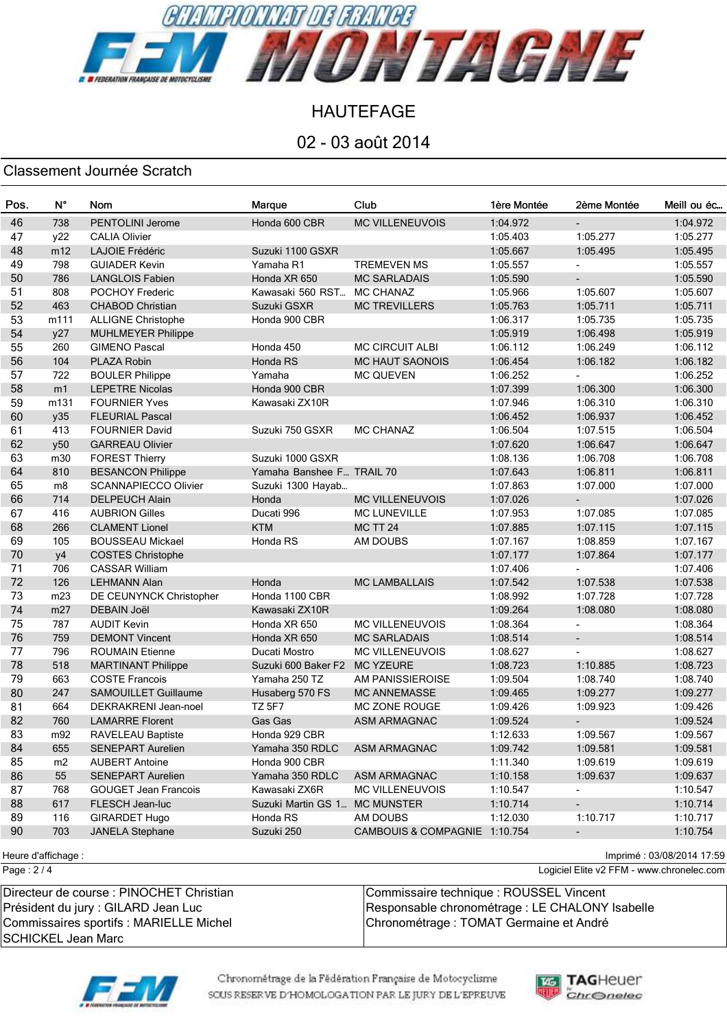# CHAMPIONNAT DE FRANCE FFM MONTAGNE

## HAUTEFAGE

## 02 - 03 août 2014

### Classement Journée Scratch

| Pos. | N° | Nom | Marque | Club | 1ère Montée | 2ème Montée | Meill ou éc... |
|---|---|---|---|---|---|---|---|
| 46 | 738 | PENTOLINI Jerome | Honda 600 CBR | MC VILLENEUVOIS | 1:04.972 | - | 1:04.972 |
| 47 | y22 | CALIA Olivier | | | 1:05.403 | 1:05.277 | 1:05.277 |
| 48 | m12 | LAJOIE Frédéric | Suzuki 1100 GSXR | | 1:05.667 | 1:05.495 | 1:05.495 |
| 49 | 798 | GUIADER Kevin | Yamaha R1 | TREMEVEN MS | 1:05.557 | - | 1:05.557 |
| 50 | 786 | LANGLOIS Fabien | Honda XR 650 | MC SARLADAIS | 1:05.590 | - | 1:05.590 |
| 51 | 808 | POCHOY Frederic | Kawasaki 560 RST... | MC CHANAZ | 1:05.966 | 1:05.607 | 1:05.607 |
| 52 | 463 | CHABOD Christian | Suzuki GSXR | MC TREVILLERS | 1:05.763 | 1:05.711 | 1:05.711 |
| 53 | m111 | ALLIGNE Christophe | Honda 900 CBR | | 1:06.317 | 1:05.735 | 1:05.735 |
| 54 | y27 | MUHLMEYER Philippe | | | 1:05.919 | 1:06.498 | 1:05.919 |
| 55 | 260 | GIMENO Pascal | Honda 450 | MC CIRCUIT ALBI | 1:06.112 | 1:06.249 | 1:06.112 |
| 56 | 104 | PLAZA Robin | Honda RS | MC HAUT SAONOIS | 1:06.454 | 1:06.182 | 1:06.182 |
| 57 | 722 | BOULER Philippe | Yamaha | MC QUEVEN | 1:06.252 | - | 1:06.252 |
| 58 | m1 | LEPETRE Nicolas | Honda 900 CBR | | 1:07.399 | 1:06.300 | 1:06.300 |
| 59 | m131 | FOURNIER Yves | Kawasaki ZX10R | | 1:07.946 | 1:06.310 | 1:06.310 |
| 60 | y35 | FLEURIAL Pascal | | | 1:06.452 | 1:06.937 | 1:06.452 |
| 61 | 413 | FOURNIER David | Suzuki 750 GSXR | MC CHANAZ | 1:06.504 | 1:07.515 | 1:06.504 |
| 62 | y50 | GARREAU Olivier | | | 1:07.620 | 1:06.647 | 1:06.647 |
| 63 | m30 | FOREST Thierry | Suzuki 1000 GSXR | | 1:08.136 | 1:06.708 | 1:06.708 |
| 64 | 810 | BESANCON Philippe | Yamaha Banshee F... | TRAIL 70 | 1:07.643 | 1:06.811 | 1:06.811 |
| 65 | m8 | SCANNAPIECCO Olivier | Suzuki 1300 Hayab... | | 1:07.863 | 1:07.000 | 1:07.000 |
| 66 | 714 | DELPEUCH Alain | Honda | MC VILLENEUVOIS | 1:07.026 | - | 1:07.026 |
| 67 | 416 | AUBRION Gilles | Ducati 996 | MC LUNEVILLE | 1:07.953 | 1:07.085 | 1:07.085 |
| 68 | 266 | CLAMENT Lionel | KTM | MC TT 24 | 1:07.885 | 1:07.115 | 1:07.115 |
| 69 | 105 | BOUSSEAU Mickael | Honda RS | AM DOUBS | 1:07.167 | 1:08.859 | 1:07.167 |
| 70 | y4 | COSTES Christophe | | | 1:07.177 | 1:07.864 | 1:07.177 |
| 71 | 706 | CASSAR William | | | 1:07.406 | - | 1:07.406 |
| 72 | 126 | LEHMANN Alan | Honda | MC LAMBALLAIS | 1:07.542 | 1:07.538 | 1:07.538 |
| 73 | m23 | DE CEUNYNCK Christopher | Honda 1100 CBR | | 1:08.992 | 1:07.728 | 1:07.728 |
| 74 | m27 | DEBAIN Joël | Kawasaki ZX10R | | 1:09.264 | 1:08.080 | 1:08.080 |
| 75 | 787 | AUDIT Kevin | Honda XR 650 | MC VILLENEUVOIS | 1:08.364 | - | 1:08.364 |
| 76 | 759 | DEMONT Vincent | Honda XR 650 | MC SARLADAIS | 1:08.514 | - | 1:08.514 |
| 77 | 796 | ROUMAIN Etienne | Ducati Mostro | MC VILLENEUVOIS | 1:08.627 | - | 1:08.627 |
| 78 | 518 | MARTINANT Philippe | Suzuki 600 Baker F2 | MC YZEURE | 1:08.723 | 1:10.885 | 1:08.723 |
| 79 | 663 | COSTE Francois | Yamaha 250 TZ | AM PANISSIEROISE | 1:09.504 | 1:08.740 | 1:08.740 |
| 80 | 247 | SAMOUILLET Guillaume | Husaberg 570 FS | MC ANNEMASSE | 1:09.465 | 1:09.277 | 1:09.277 |
| 81 | 664 | DEKRAKRENI Jean-noel | TZ 5F7 | MC ZONE ROUGE | 1:09.426 | 1:09.923 | 1:09.426 |
| 82 | 760 | LAMARRE Florent | Gas Gas | ASM ARMAGNAC | 1:09.524 | - | 1:09.524 |
| 83 | m92 | RAVELEAU Baptiste | Honda 929 CBR | | 1:12.633 | 1:09.567 | 1:09.567 |
| 84 | 655 | SENEPART Aurelien | Yamaha 350 RDLC | ASM ARMAGNAC | 1:09.742 | 1:09.581 | 1:09.581 |
| 85 | m2 | AUBERT Antoine | Honda 900 CBR | | 1:11.340 | 1:09.619 | 1:09.619 |
| 86 | 55 | SENEPART Aurelien | Yamaha 350 RDLC | ASM ARMAGNAC | 1:10.158 | 1:09.637 | 1:09.637 |
| 87 | 768 | GOUGET Jean Francois | Kawasaki ZX6R | MC VILLENEUVOIS | 1:10.547 | - | 1:10.547 |
| 88 | 617 | FLESCH Jean-luc | Suzuki Martin GS 1... | MC MUNSTER | 1:10.714 | - | 1:10.714 |
| 89 | 116 | GIRARDET Hugo | Honda RS | AM DOUBS | 1:12.030 | 1:10.717 | 1:10.717 |
| 90 | 703 | JANELA Stephane | Suzuki 250 | CAMBOUIS & COMPAGNIE | 1:10.754 | - | 1:10.754 |

Heure d'affichage : 

Imprimé : 03/08/2014 17:59

Logiciel Elite v2 FFM - www.chronelec.com

| | |
|---|---|
| Directeur de course : PINOCHET Christian<br>Président du jury : GILARD Jean Luc<br>Commissaires sportifs : MARIELLE Michel<br>SCHICKEL Jean Marc | Commissaire technique : ROUSSEL Vincent<br>Responsable chronométrage : LE CHALONY Isabelle<br>Chronométrage : TOMAT Germaine et André |

Chronométrage de la Fédération Française de Motocyclisme
SOUS RESERVE D'HOMOLOGATION PAR LE JURY DE L'EPREUVE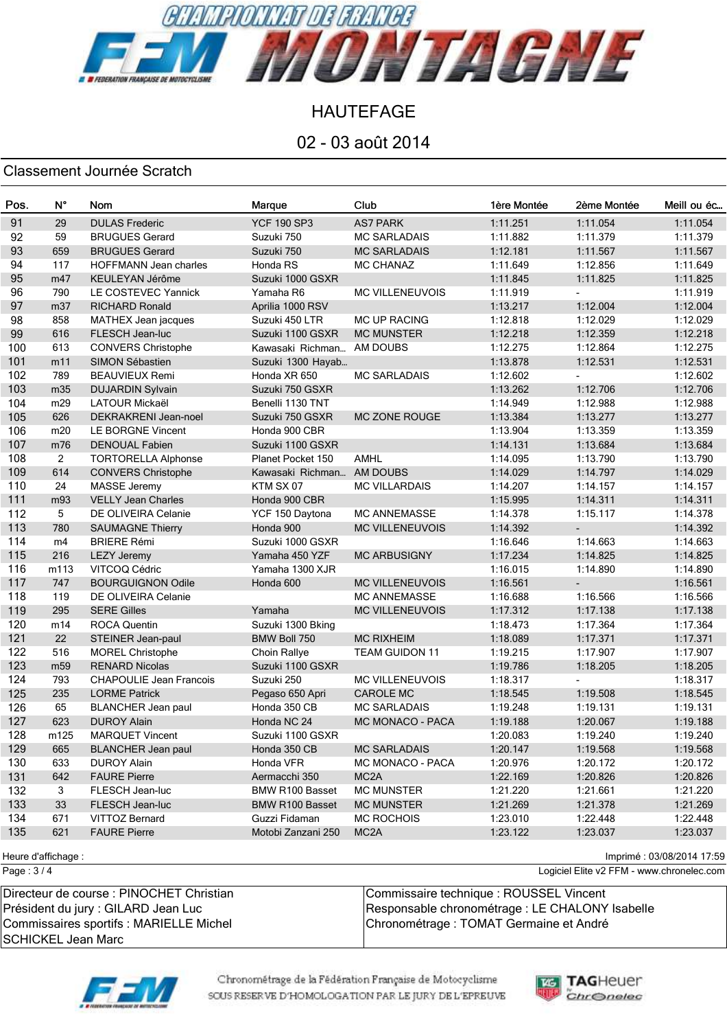# HAUTEFAGE

## 02 - 03 août 2014

### Classement Journée Scratch

| Pos. | N° | Nom | Marque | Club | 1ère Montée | 2ème Montée | Meill ou éc... |
|---|---|---|---|---|---|---|---|
| 91 | 29 | DULAS Frederic | YCF 190 SP3 | AS7 PARK | 1:11.251 | 1:11.054 | 1:11.054 |
| 92 | 59 | BRUGUES Gerard | Suzuki 750 | MC SARLADAIS | 1:11.882 | 1:11.379 | 1:11.379 |
| 93 | 659 | BRUGUES Gerard | Suzuki 750 | MC SARLADAIS | 1:12.181 | 1:11.567 | 1:11.567 |
| 94 | 117 | HOFFMANN Jean charles | Honda RS | MC CHANAZ | 1:11.649 | 1:12.856 | 1:11.649 |
| 95 | m47 | KEULEYAN Jérôme | Suzuki 1000 GSXR | | 1:11.845 | 1:11.825 | 1:11.825 |
| 96 | 790 | LE COSTEVEC Yannick | Yamaha R6 | MC VILLENEUVOIS | 1:11.919 | - | 1:11.919 |
| 97 | m37 | RICHARD Ronald | Aprilia 1000 RSV | | 1:13.217 | 1:12.004 | 1:12.004 |
| 98 | 858 | MATHEX Jean jacques | Suzuki 450 LTR | MC UP RACING | 1:12.818 | 1:12.029 | 1:12.029 |
| 99 | 616 | FLESCH Jean-luc | Suzuki 1100 GSXR | MC MUNSTER | 1:12.218 | 1:12.359 | 1:12.218 |
| 100 | 613 | CONVERS Christophe | Kawasaki Richman... | AM DOUBS | 1:12.275 | 1:12.864 | 1:12.275 |
| 101 | m11 | SIMON Sébastien | Suzuki 1300 Hayab... | | 1:13.878 | 1:12.531 | 1:12.531 |
| 102 | 789 | BEAUVIEUX Remi | Honda XR 650 | MC SARLADAIS | 1:12.602 | - | 1:12.602 |
| 103 | m35 | DUJARDIN Sylvain | Suzuki 750 GSXR | | 1:13.262 | 1:12.706 | 1:12.706 |
| 104 | m29 | LATOUR Mickaël | Benelli 1130 TNT | | 1:14.949 | 1:12.988 | 1:12.988 |
| 105 | 626 | DEKRAKRENI Jean-noel | Suzuki 750 GSXR | MC ZONE ROUGE | 1:13.384 | 1:13.277 | 1:13.277 |
| 106 | m20 | LE BORGNE Vincent | Honda 900 CBR | | 1:13.904 | 1:13.359 | 1:13.359 |
| 107 | m76 | DENOUAL Fabien | Suzuki 1100 GSXR | | 1:14.131 | 1:13.684 | 1:13.684 |
| 108 | 2 | TORTORELLA Alphonse | Planet Pocket 150 | AMHL | 1:14.095 | 1:13.790 | 1:13.790 |
| 109 | 614 | CONVERS Christophe | Kawasaki Richman... | AM DOUBS | 1:14.029 | 1:14.797 | 1:14.029 |
| 110 | 24 | MASSE Jeremy | KTM SX 07 | MC VILLARDAIS | 1:14.207 | 1:14.157 | 1:14.157 |
| 111 | m93 | VELLY Jean Charles | Honda 900 CBR | | 1:15.995 | 1:14.311 | 1:14.311 |
| 112 | 5 | DE OLIVEIRA Celanie | YCF 150 Daytona | MC ANNEMASSE | 1:14.378 | 1:15.117 | 1:14.378 |
| 113 | 780 | SAUMAGNE Thierry | Honda 900 | MC VILLENEUVOIS | 1:14.392 | - | 1:14.392 |
| 114 | m4 | BRIERE Rémi | Suzuki 1000 GSXR | | 1:16.646 | 1:14.663 | 1:14.663 |
| 115 | 216 | LEZY Jeremy | Yamaha 450 YZF | MC ARBUSIGNY | 1:17.234 | 1:14.825 | 1:14.825 |
| 116 | m113 | VITCOQ Cédric | Yamaha 1300 XJR | | 1:16.015 | 1:14.890 | 1:14.890 |
| 117 | 747 | BOURGUIGNON Odile | Honda 600 | MC VILLENEUVOIS | 1:16.561 | - | 1:16.561 |
| 118 | 119 | DE OLIVEIRA Celanie | | MC ANNEMASSE | 1:16.688 | 1:16.566 | 1:16.566 |
| 119 | 295 | SERE Gilles | Yamaha | MC VILLENEUVOIS | 1:17.312 | 1:17.138 | 1:17.138 |
| 120 | m14 | ROCA Quentin | Suzuki 1300 Bking | | 1:18.473 | 1:17.364 | 1:17.364 |
| 121 | 22 | STEINER Jean-paul | BMW Boll 750 | MC RIXHEIM | 1:18.089 | 1:17.371 | 1:17.371 |
| 122 | 516 | MOREL Christophe | Choin Rallye | TEAM GUIDON 11 | 1:19.215 | 1:17.907 | 1:17.907 |
| 123 | m59 | RENARD Nicolas | Suzuki 1100 GSXR | | 1:19.786 | 1:18.205 | 1:18.205 |
| 124 | 793 | CHAPOULIE Jean Francois | Suzuki 250 | MC VILLENEUVOIS | 1:18.317 | - | 1:18.317 |
| 125 | 235 | LORME Patrick | Pegaso 650 Apri | CAROLE MC | 1:18.545 | 1:19.508 | 1:18.545 |
| 126 | 65 | BLANCHER Jean paul | Honda 350 CB | MC SARLADAIS | 1:19.248 | 1:19.131 | 1:19.131 |
| 127 | 623 | DUROY Alain | Honda NC 24 | MC MONACO - PACA | 1:19.188 | 1:20.067 | 1:19.188 |
| 128 | m125 | MARQUET Vincent | Suzuki 1100 GSXR | | 1:20.083 | 1:19.240 | 1:19.240 |
| 129 | 665 | BLANCHER Jean paul | Honda 350 CB | MC SARLADAIS | 1:20.147 | 1:19.568 | 1:19.568 |
| 130 | 633 | DUROY Alain | Honda VFR | MC MONACO - PACA | 1:20.976 | 1:20.172 | 1:20.172 |
| 131 | 642 | FAURE Pierre | Aermacchi 350 | MC2A | 1:22.169 | 1:20.826 | 1:20.826 |
| 132 | 3 | FLESCH Jean-luc | BMW R100 Basset | MC MUNSTER | 1:21.220 | 1:21.661 | 1:21.220 |
| 133 | 33 | FLESCH Jean-luc | BMW R100 Basset | MC MUNSTER | 1:21.269 | 1:21.378 | 1:21.269 |
| 134 | 671 | VITTOZ Bernard | Guzzi Fidaman | MC ROCHOIS | 1:23.010 | 1:22.448 | 1:22.448 |
| 135 | 621 | FAURE Pierre | Motobi Zanzani 250 | MC2A | 1:23.122 | 1:23.037 | 1:23.037 |

Heure d'affichage :

Imprimé : 03/08/2014 17:59

Logiciel Elite v2 FFM - www.chronelec.com

| | |
|---|---|
| Directeur de course : PINOCHET Christian<br>Président du jury : GILARD Jean Luc<br>Commissaires sportifs : MARIELLE Michel<br>SCHICKEL Jean Marc | Commissaire technique : ROUSSEL Vincent<br>Responsable chronométrage : LE CHALONY Isabelle<br>Chronométrage : TOMAT Germaine et André |

Chronométrage de la Fédération Française de Motocyclisme
SOUS RESERVE D'HOMOLOGATION PAR LE JURY DE L'EPREUVE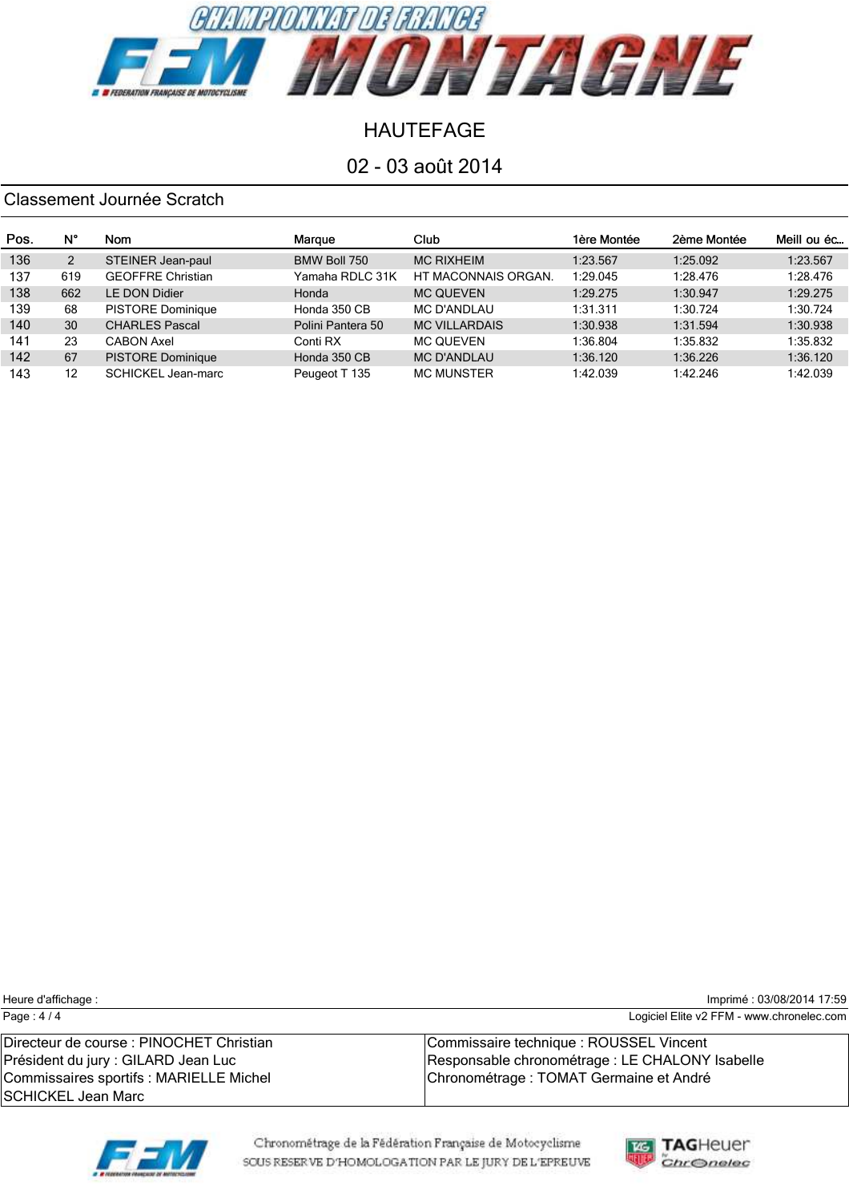# CHAMPIONNAT DE FRANCE FFM MONTAGNE

HAUTEFAGE

02 - 03 août 2014

## Classement Journée Scratch

| Pos. | N° | Nom | Marque | Club | 1ère Montée | 2ème Montée | Meill ou éc... |
|---|---|---|---|---|---|---|---|
| 136 | 2 | STEINER Jean-paul | BMW Boll 750 | MC RIXHEIM | 1:23.567 | 1:25.092 | 1:23.567 |
| 137 | 619 | GEOFFRE Christian | Yamaha RDLC 31K | HT MACONNAIS ORGAN. | 1:29.045 | 1:28.476 | 1:28.476 |
| 138 | 662 | LE DON Didier | Honda | MC QUEVEN | 1:29.275 | 1:30.947 | 1:29.275 |
| 139 | 68 | PISTORE Dominique | Honda 350 CB | MC D'ANDLAU | 1:31.311 | 1:30.724 | 1:30.724 |
| 140 | 30 | CHARLES Pascal | Polini Pantera 50 | MC VILLARDAIS | 1:30.938 | 1:31.594 | 1:30.938 |
| 141 | 23 | CABON Axel | Conti RX | MC QUEVEN | 1:36.804 | 1:35.832 | 1:35.832 |
| 142 | 67 | PISTORE Dominique | Honda 350 CB | MC D'ANDLAU | 1:36.120 | 1:36.226 | 1:36.120 |
| 143 | 12 | SCHICKEL Jean-marc | Peugeot T 135 | MC MUNSTER | 1:42.039 | 1:42.246 | 1:42.039 |

Heure d'affichage :

Imprimé : 03/08/2014 17:59

Logiciel Elite v2 FFM - www.chronelec.com

| | |
|---|---|
| Directeur de course : PINOCHET Christian<br>Président du jury : GILARD Jean Luc<br>Commissaires sportifs : MARIELLE Michel<br>SCHICKEL Jean Marc | Commissaire technique : ROUSSEL Vincent<br>Responsable chronométrage : LE CHALONY Isabelle<br>Chronométrage : TOMAT Germaine et André |

Chronométrage de la Fédération Française de Motocyclisme
SOUS RESERVE D'HOMOLOGATION PAR LE JURY DE L'EPREUVE

TAGHeuer Chronelec